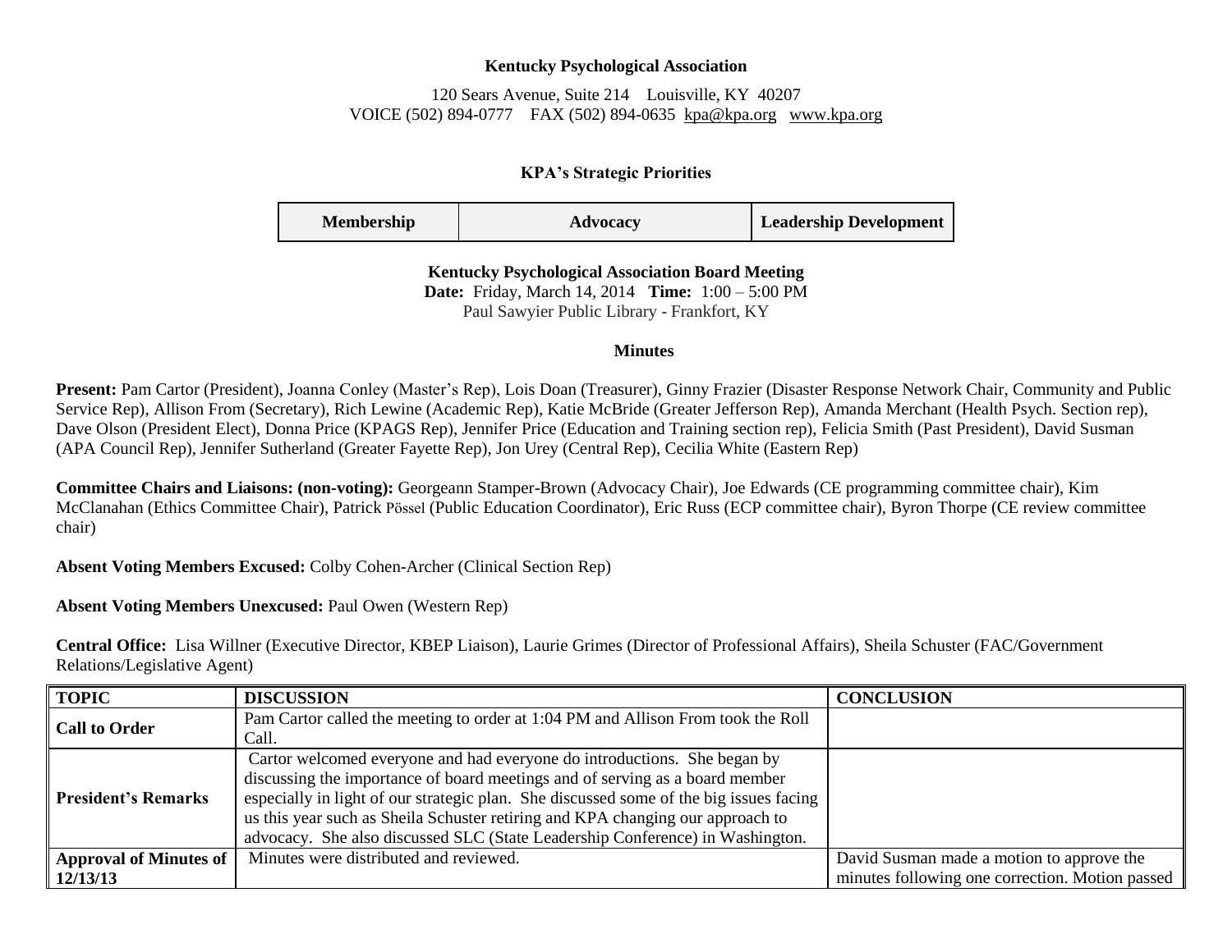**Kentucky Psychological Association**

120 Sears Avenue, Suite 214 Louisville, KY 40207
VOICE (502) 894-0777 FAX (502) 894-0635 kpa@kpa.org www.kpa.org

**KPA's Strategic Priorities**

| Membership | Advocacy | Leadership Development |
|---|---|---|

**Kentucky Psychological Association Board Meeting**
**Date:** Friday, March 14, 2014 **Time:** 1:00 – 5:00 PM
Paul Sawyier Public Library - Frankfort, KY

**Minutes**

**Present:** Pam Cartor (President), Joanna Conley (Master's Rep), Lois Doan (Treasurer), Ginny Frazier (Disaster Response Network Chair, Community and Public Service Rep), Allison From (Secretary), Rich Lewine (Academic Rep), Katie McBride (Greater Jefferson Rep), Amanda Merchant (Health Psych. Section rep), Dave Olson (President Elect), Donna Price (KPAGS Rep), Jennifer Price (Education and Training section rep), Felicia Smith (Past President), David Susman (APA Council Rep), Jennifer Sutherland (Greater Fayette Rep), Jon Urey (Central Rep), Cecilia White (Eastern Rep)

**Committee Chairs and Liaisons: (non-voting):** Georgeann Stamper-Brown (Advocacy Chair), Joe Edwards (CE programming committee chair), Kim McClanahan (Ethics Committee Chair), Patrick Pössel (Public Education Coordinator), Eric Russ (ECP committee chair), Byron Thorpe (CE review committee chair)

**Absent Voting Members Excused:** Colby Cohen-Archer (Clinical Section Rep)

**Absent Voting Members Unexcused:** Paul Owen (Western Rep)

**Central Office:** Lisa Willner (Executive Director, KBEP Liaison), Laurie Grimes (Director of Professional Affairs), Sheila Schuster (FAC/Government Relations/Legislative Agent)

| TOPIC | DISCUSSION | CONCLUSION |
|---|---|---|
| **Call to Order** | Pam Cartor called the meeting to order at 1:04 PM and Allison From took the Roll Call. | |
| **President's Remarks** | Cartor welcomed everyone and had everyone do introductions. She began by discussing the importance of board meetings and of serving as a board member especially in light of our strategic plan. She discussed some of the big issues facing us this year such as Sheila Schuster retiring and KPA changing our approach to advocacy. She also discussed SLC (State Leadership Conference) in Washington. | |
| **Approval of Minutes of 12/13/13** | Minutes were distributed and reviewed. | David Susman made a motion to approve the minutes following one correction. Motion passed |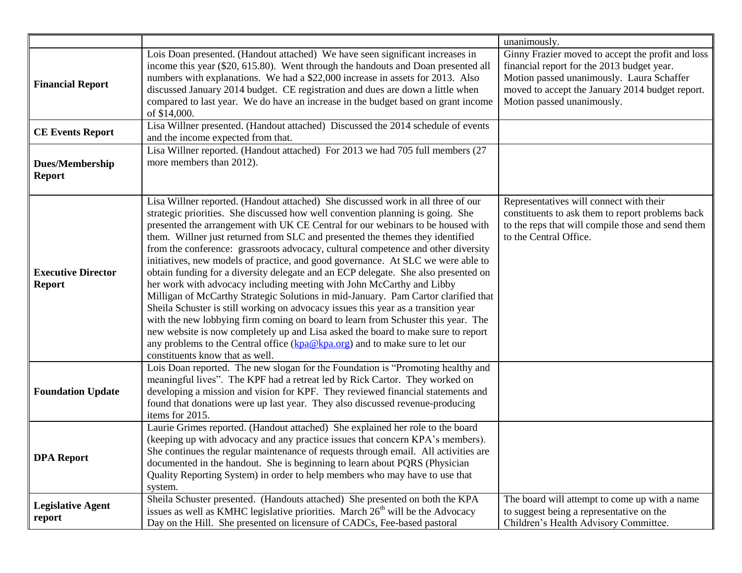| | | |
|---|---|---|
| | | unanimously. |
| **Financial Report** | Lois Doan presented. (Handout attached) We have seen significant increases in income this year ($20, 615.80). Went through the handouts and Doan presented all numbers with explanations. We had a $22,000 increase in assets for 2013. Also discussed January 2014 budget. CE registration and dues are down a little when compared to last year. We do have an increase in the budget based on grant income of $14,000. | Ginny Frazier moved to accept the profit and loss financial report for the 2013 budget year. Motion passed unanimously. Laura Schaffer moved to accept the January 2014 budget report. Motion passed unanimously. |
| **CE Events Report** | Lisa Willner presented. (Handout attached) Discussed the 2014 schedule of events and the income expected from that. | |
| **Dues/Membership Report** | Lisa Willner reported. (Handout attached) For 2013 we had 705 full members (27 more members than 2012). | |
| **Executive Director Report** | Lisa Willner reported. (Handout attached) She discussed work in all three of our strategic priorities. She discussed how well convention planning is going. She presented the arrangement with UK CE Central for our webinars to be housed with them. Willner just returned from SLC and presented the themes they identified from the conference: grassroots advocacy, cultural competence and other diversity initiatives, new models of practice, and good governance. At SLC we were able to obtain funding for a diversity delegate and an ECP delegate. She also presented on her work with advocacy including meeting with John McCarthy and Libby Milligan of McCarthy Strategic Solutions in mid-January. Pam Cartor clarified that Sheila Schuster is still working on advocacy issues this year as a transition year with the new lobbying firm coming on board to learn from Schuster this year. The new website is now completely up and Lisa asked the board to make sure to report any problems to the Central office (kpa@kpa.org) and to make sure to let our constituents know that as well. | Representatives will connect with their constituents to ask them to report problems back to the reps that will compile those and send them to the Central Office. |
| **Foundation Update** | Lois Doan reported. The new slogan for the Foundation is "Promoting healthy and meaningful lives". The KPF had a retreat led by Rick Cartor. They worked on developing a mission and vision for KPF. They reviewed financial statements and found that donations were up last year. They also discussed revenue-producing items for 2015. | |
| **DPA Report** | Laurie Grimes reported. (Handout attached) She explained her role to the board (keeping up with advocacy and any practice issues that concern KPA's members). She continues the regular maintenance of requests through email. All activities are documented in the handout. She is beginning to learn about PQRS (Physician Quality Reporting System) in order to help members who may have to use that system. | |
| **Legislative Agent report** | Sheila Schuster presented. (Handouts attached) She presented on both the KPA issues as well as KMHC legislative priorities. March 26th will be the Advocacy Day on the Hill. She presented on licensure of CADCs, Fee-based pastoral | The board will attempt to come up with a name to suggest being a representative on the Children's Health Advisory Committee. |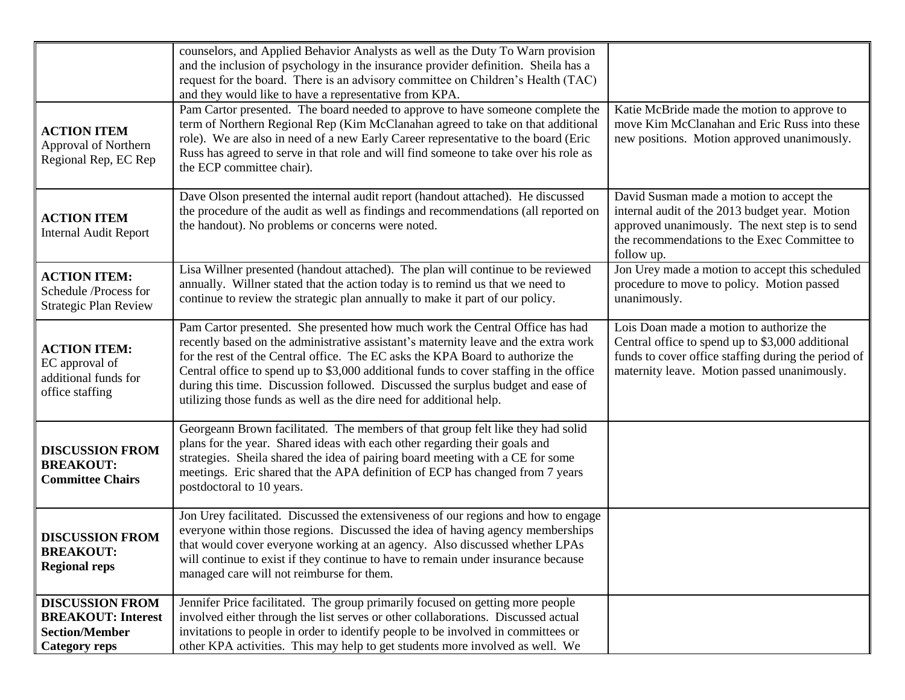| | | |
|---|---|---|
| | counselors, and Applied Behavior Analysts as well as the Duty To Warn provision and the inclusion of psychology in the insurance provider definition. Sheila has a request for the board. There is an advisory committee on Children's Health (TAC) and they would like to have a representative from KPA. | |
| **ACTION ITEM** Approval of Northern Regional Rep, EC Rep | Pam Cartor presented. The board needed to approve to have someone complete the term of Northern Regional Rep (Kim McClanahan agreed to take on that additional role). We are also in need of a new Early Career representative to the board (Eric Russ has agreed to serve in that role and will find someone to take over his role as the ECP committee chair). | Katie McBride made the motion to approve to move Kim McClanahan and Eric Russ into these new positions. Motion approved unanimously. |
| **ACTION ITEM** Internal Audit Report | Dave Olson presented the internal audit report (handout attached). He discussed the procedure of the audit as well as findings and recommendations (all reported on the handout). No problems or concerns were noted. | David Susman made a motion to accept the internal audit of the 2013 budget year. Motion approved unanimously. The next step is to send the recommendations to the Exec Committee to follow up. |
| **ACTION ITEM:** Schedule /Process for Strategic Plan Review | Lisa Willner presented (handout attached). The plan will continue to be reviewed annually. Willner stated that the action today is to remind us that we need to continue to review the strategic plan annually to make it part of our policy. | Jon Urey made a motion to accept this scheduled procedure to move to policy. Motion passed unanimously. |
| **ACTION ITEM:** EC approval of additional funds for office staffing | Pam Cartor presented. She presented how much work the Central Office has had recently based on the administrative assistant's maternity leave and the extra work for the rest of the Central office. The EC asks the KPA Board to authorize the Central office to spend up to $3,000 additional funds to cover staffing in the office during this time. Discussion followed. Discussed the surplus budget and ease of utilizing those funds as well as the dire need for additional help. | Lois Doan made a motion to authorize the Central office to spend up to $3,000 additional funds to cover office staffing during the period of maternity leave. Motion passed unanimously. |
| **DISCUSSION FROM BREAKOUT: Committee Chairs** | Georgeann Brown facilitated. The members of that group felt like they had solid plans for the year. Shared ideas with each other regarding their goals and strategies. Sheila shared the idea of pairing board meeting with a CE for some meetings. Eric shared that the APA definition of ECP has changed from 7 years postdoctoral to 10 years. | |
| **DISCUSSION FROM BREAKOUT: Regional reps** | Jon Urey facilitated. Discussed the extensiveness of our regions and how to engage everyone within those regions. Discussed the idea of having agency memberships that would cover everyone working at an agency. Also discussed whether LPAs will continue to exist if they continue to have to remain under insurance because managed care will not reimburse for them. | |
| **DISCUSSION FROM BREAKOUT: Interest Section/Member Category reps** | Jennifer Price facilitated. The group primarily focused on getting more people involved either through the list serves or other collaborations. Discussed actual invitations to people in order to identify people to be involved in committees or other KPA activities. This may help to get students more involved as well. We | |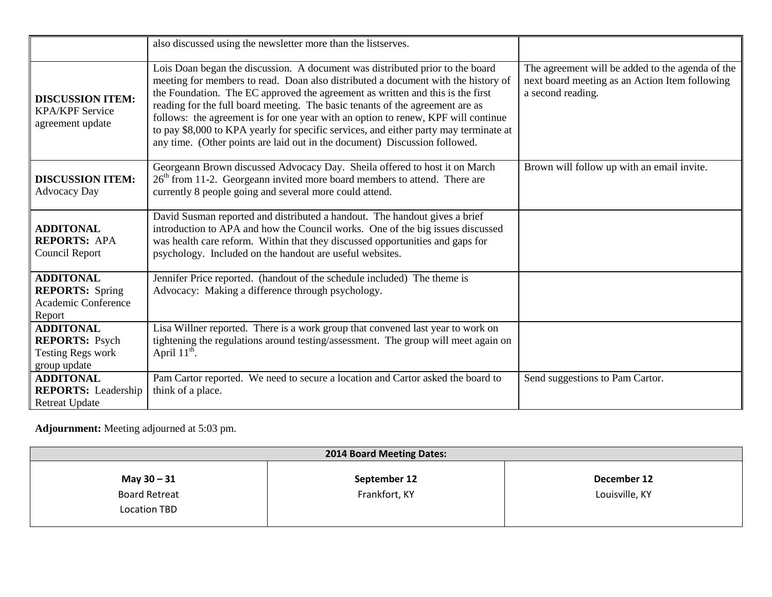| | | |
| --- | --- | --- |
| | also discussed using the newsletter more than the listserves. | |
| **DISCUSSION ITEM:** KPA/KPF Service agreement update | Lois Doan began the discussion. A document was distributed prior to the board meeting for members to read. Doan also distributed a document with the history of the Foundation. The EC approved the agreement as written and this is the first reading for the full board meeting. The basic tenants of the agreement are as follows: the agreement is for one year with an option to renew, KPF will continue to pay $8,000 to KPA yearly for specific services, and either party may terminate at any time. (Other points are laid out in the document) Discussion followed. | The agreement will be added to the agenda of the next board meeting as an Action Item following a second reading. |
| **DISCUSSION ITEM:** Advocacy Day | Georgeann Brown discussed Advocacy Day. Sheila offered to host it on March 26th from 11-2. Georgeann invited more board members to attend. There are currently 8 people going and several more could attend. | Brown will follow up with an email invite. |
| **ADDITONAL REPORTS:** APA Council Report | David Susman reported and distributed a handout. The handout gives a brief introduction to APA and how the Council works. One of the big issues discussed was health care reform. Within that they discussed opportunities and gaps for psychology. Included on the handout are useful websites. | |
| **ADDITONAL REPORTS:** Spring Academic Conference Report | Jennifer Price reported. (handout of the schedule included) The theme is Advocacy: Making a difference through psychology. | |
| **ADDITONAL REPORTS:** Psych Testing Regs work group update | Lisa Willner reported. There is a work group that convened last year to work on tightening the regulations around testing/assessment. The group will meet again on April 11th. | |
| **ADDITONAL REPORTS:** Leadership Retreat Update | Pam Cartor reported. We need to secure a location and Cartor asked the board to think of a place. | Send suggestions to Pam Cartor. |

**Adjournment:** Meeting adjourned at 5:03 pm.

| **2014 Board Meeting Dates:** | | |
| --- | --- | --- |
| **May 30 – 31**<br>Board Retreat<br>Location TBD | **September 12**<br>Frankfort, KY | **December 12**<br>Louisville, KY |